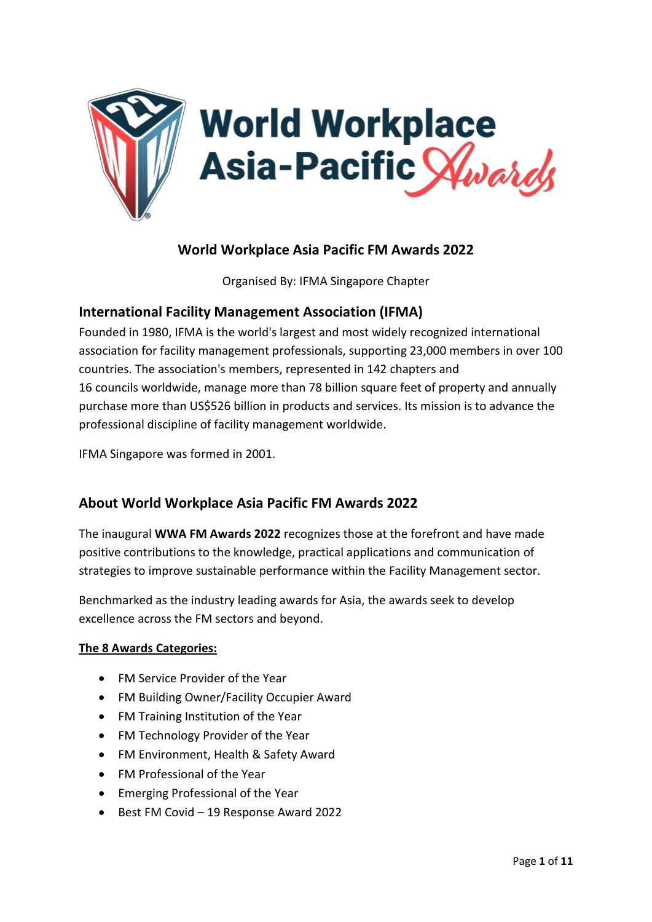# World Workplace Asia Pacific FM Awards 2022

Organised By: IFMA Singapore Chapter

## International Facility Management Association (IFMA)

Founded in 1980, IFMA is the world's largest and most widely recognized international association for facility management professionals, supporting 23,000 members in over 100 countries. The association's members, represented in 142 chapters and 16 councils worldwide, manage more than 78 billion square feet of property and annually purchase more than US$526 billion in products and services. Its mission is to advance the professional discipline of facility management worldwide.

IFMA Singapore was formed in 2001.

## About World Workplace Asia Pacific FM Awards 2022

The inaugural **WWA FM Awards 2022** recognizes those at the forefront and have made positive contributions to the knowledge, practical applications and communication of strategies to improve sustainable performance within the Facility Management sector.

Benchmarked as the industry leading awards for Asia, the awards seek to develop excellence across the FM sectors and beyond.

**The 8 Awards Categories:**

- FM Service Provider of the Year
- FM Building Owner/Facility Occupier Award
- FM Training Institution of the Year
- FM Technology Provider of the Year
- FM Environment, Health & Safety Award
- FM Professional of the Year
- Emerging Professional of the Year
- Best FM Covid – 19 Response Award 2022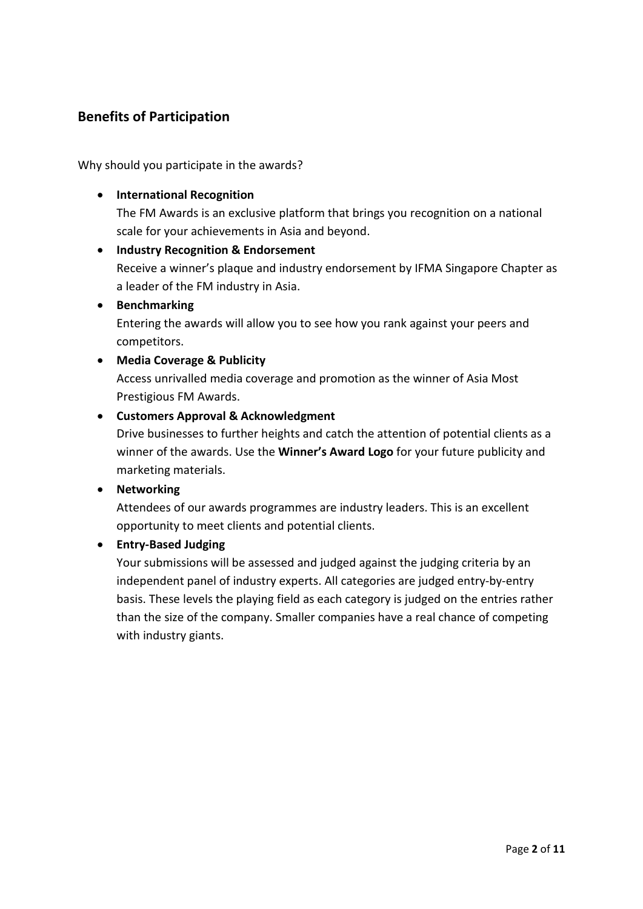## Benefits of Participation

Why should you participate in the awards?

- **International Recognition**
  The FM Awards is an exclusive platform that brings you recognition on a national scale for your achievements in Asia and beyond.
- **Industry Recognition & Endorsement**
  Receive a winner's plaque and industry endorsement by IFMA Singapore Chapter as a leader of the FM industry in Asia.
- **Benchmarking**
  Entering the awards will allow you to see how you rank against your peers and competitors.
- **Media Coverage & Publicity**
  Access unrivalled media coverage and promotion as the winner of Asia Most Prestigious FM Awards.
- **Customers Approval & Acknowledgment**
  Drive businesses to further heights and catch the attention of potential clients as a winner of the awards. Use the **Winner's Award Logo** for your future publicity and marketing materials.
- **Networking**
  Attendees of our awards programmes are industry leaders. This is an excellent opportunity to meet clients and potential clients.
- **Entry-Based Judging**
  Your submissions will be assessed and judged against the judging criteria by an independent panel of industry experts. All categories are judged entry-by-entry basis. These levels the playing field as each category is judged on the entries rather than the size of the company. Smaller companies have a real chance of competing with industry giants.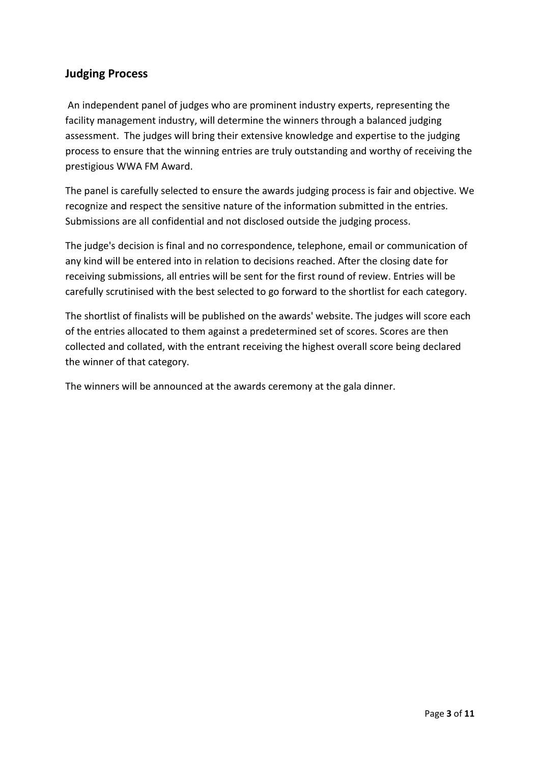## Judging Process

An independent panel of judges who are prominent industry experts, representing the facility management industry, will determine the winners through a balanced judging assessment. The judges will bring their extensive knowledge and expertise to the judging process to ensure that the winning entries are truly outstanding and worthy of receiving the prestigious WWA FM Award.

The panel is carefully selected to ensure the awards judging process is fair and objective. We recognize and respect the sensitive nature of the information submitted in the entries. Submissions are all confidential and not disclosed outside the judging process.

The judge's decision is final and no correspondence, telephone, email or communication of any kind will be entered into in relation to decisions reached. After the closing date for receiving submissions, all entries will be sent for the first round of review. Entries will be carefully scrutinised with the best selected to go forward to the shortlist for each category.

The shortlist of finalists will be published on the awards' website. The judges will score each of the entries allocated to them against a predetermined set of scores. Scores are then collected and collated, with the entrant receiving the highest overall score being declared the winner of that category.

The winners will be announced at the awards ceremony at the gala dinner.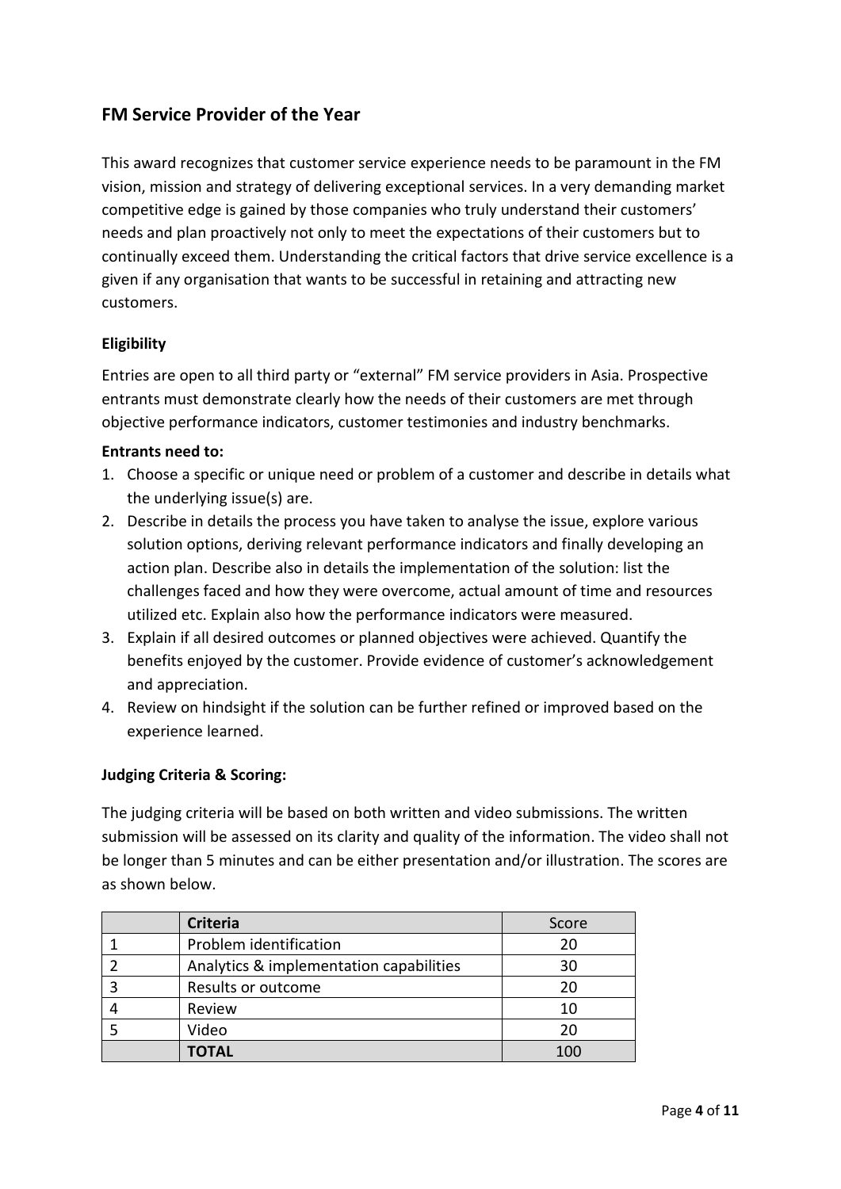## FM Service Provider of the Year

This award recognizes that customer service experience needs to be paramount in the FM vision, mission and strategy of delivering exceptional services. In a very demanding market competitive edge is gained by those companies who truly understand their customers' needs and plan proactively not only to meet the expectations of their customers but to continually exceed them. Understanding the critical factors that drive service excellence is a given if any organisation that wants to be successful in retaining and attracting new customers.

### Eligibility

Entries are open to all third party or "external" FM service providers in Asia. Prospective entrants must demonstrate clearly how the needs of their customers are met through objective performance indicators, customer testimonies and industry benchmarks.

**Entrants need to:**

1. Choose a specific or unique need or problem of a customer and describe in details what the underlying issue(s) are.
2. Describe in details the process you have taken to analyse the issue, explore various solution options, deriving relevant performance indicators and finally developing an action plan. Describe also in details the implementation of the solution: list the challenges faced and how they were overcome, actual amount of time and resources utilized etc. Explain also how the performance indicators were measured.
3. Explain if all desired outcomes or planned objectives were achieved. Quantify the benefits enjoyed by the customer. Provide evidence of customer's acknowledgement and appreciation.
4. Review on hindsight if the solution can be further refined or improved based on the experience learned.

### Judging Criteria & Scoring:

The judging criteria will be based on both written and video submissions. The written submission will be assessed on its clarity and quality of the information. The video shall not be longer than 5 minutes and can be either presentation and/or illustration. The scores are as shown below.

| | Criteria | Score |
|---|---|---|
| 1 | Problem identification | 20 |
| 2 | Analytics & implementation capabilities | 30 |
| 3 | Results or outcome | 20 |
| 4 | Review | 10 |
| 5 | Video | 20 |
| | **TOTAL** | 100 |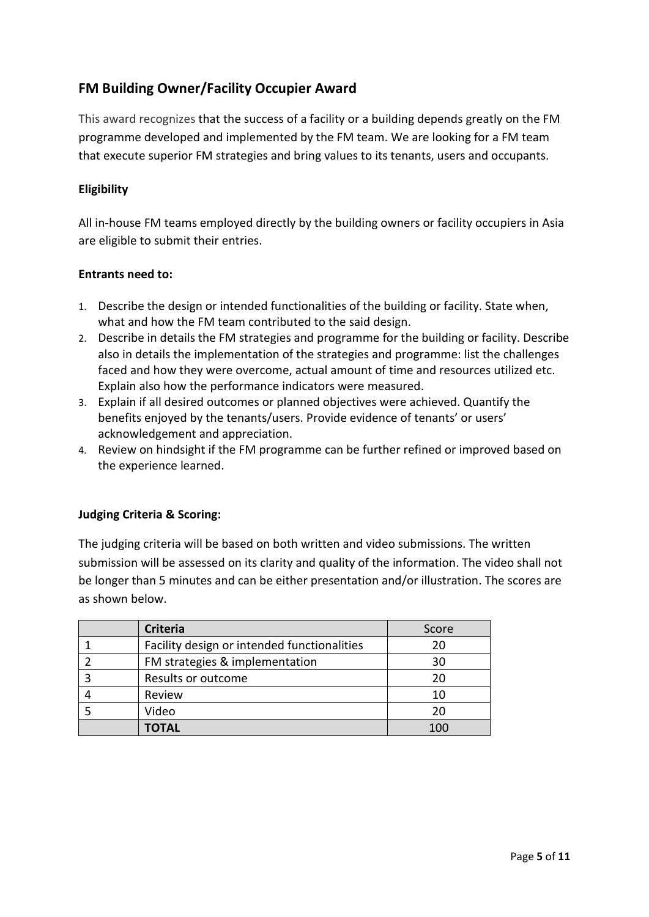## FM Building Owner/Facility Occupier Award

This award recognizes that the success of a facility or a building depends greatly on the FM programme developed and implemented by the FM team. We are looking for a FM team that execute superior FM strategies and bring values to its tenants, users and occupants.

**Eligibility**

All in-house FM teams employed directly by the building owners or facility occupiers in Asia are eligible to submit their entries.

**Entrants need to:**

1. Describe the design or intended functionalities of the building or facility. State when, what and how the FM team contributed to the said design.
2. Describe in details the FM strategies and programme for the building or facility. Describe also in details the implementation of the strategies and programme: list the challenges faced and how they were overcome, actual amount of time and resources utilized etc. Explain also how the performance indicators were measured.
3. Explain if all desired outcomes or planned objectives were achieved. Quantify the benefits enjoyed by the tenants/users. Provide evidence of tenants' or users' acknowledgement and appreciation.
4. Review on hindsight if the FM programme can be further refined or improved based on the experience learned.

**Judging Criteria & Scoring:**

The judging criteria will be based on both written and video submissions. The written submission will be assessed on its clarity and quality of the information. The video shall not be longer than 5 minutes and can be either presentation and/or illustration. The scores are as shown below.

| | **Criteria** | Score |
|---|---|---|
| 1 | Facility design or intended functionalities | 20 |
| 2 | FM strategies & implementation | 30 |
| 3 | Results or outcome | 20 |
| 4 | Review | 10 |
| 5 | Video | 20 |
| | **TOTAL** | 100 |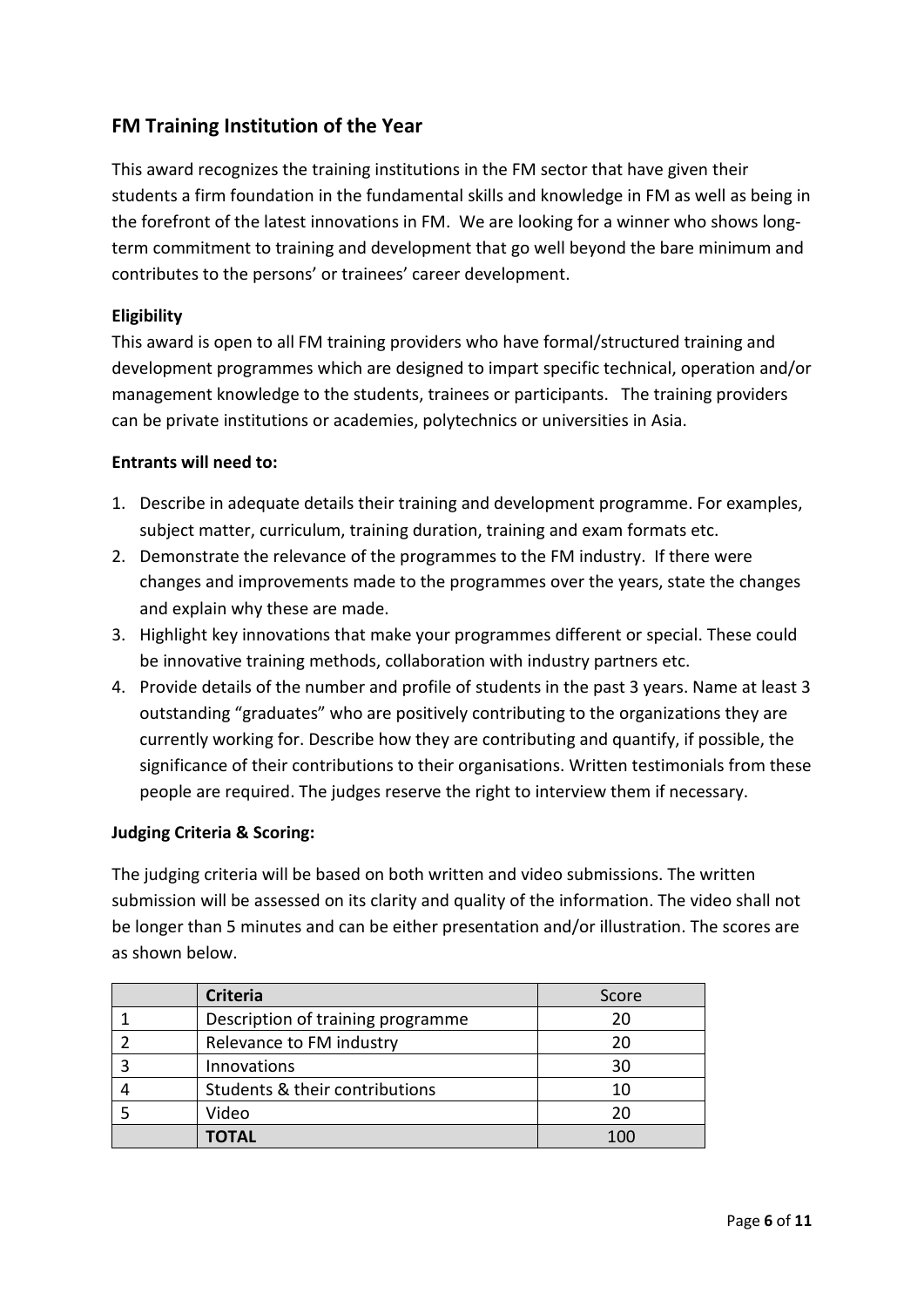## FM Training Institution of the Year

This award recognizes the training institutions in the FM sector that have given their students a firm foundation in the fundamental skills and knowledge in FM as well as being in the forefront of the latest innovations in FM. We are looking for a winner who shows long-term commitment to training and development that go well beyond the bare minimum and contributes to the persons' or trainees' career development.

**Eligibility**

This award is open to all FM training providers who have formal/structured training and development programmes which are designed to impart specific technical, operation and/or management knowledge to the students, trainees or participants. The training providers can be private institutions or academies, polytechnics or universities in Asia.

**Entrants will need to:**

1. Describe in adequate details their training and development programme. For examples, subject matter, curriculum, training duration, training and exam formats etc.
2. Demonstrate the relevance of the programmes to the FM industry. If there were changes and improvements made to the programmes over the years, state the changes and explain why these are made.
3. Highlight key innovations that make your programmes different or special. These could be innovative training methods, collaboration with industry partners etc.
4. Provide details of the number and profile of students in the past 3 years. Name at least 3 outstanding "graduates" who are positively contributing to the organizations they are currently working for. Describe how they are contributing and quantify, if possible, the significance of their contributions to their organisations. Written testimonials from these people are required. The judges reserve the right to interview them if necessary.

**Judging Criteria & Scoring:**

The judging criteria will be based on both written and video submissions. The written submission will be assessed on its clarity and quality of the information. The video shall not be longer than 5 minutes and can be either presentation and/or illustration. The scores are as shown below.

| | **Criteria** | Score |
|---|---|---|
| 1 | Description of training programme | 20 |
| 2 | Relevance to FM industry | 20 |
| 3 | Innovations | 30 |
| 4 | Students & their contributions | 10 |
| 5 | Video | 20 |
| | **TOTAL** | 100 |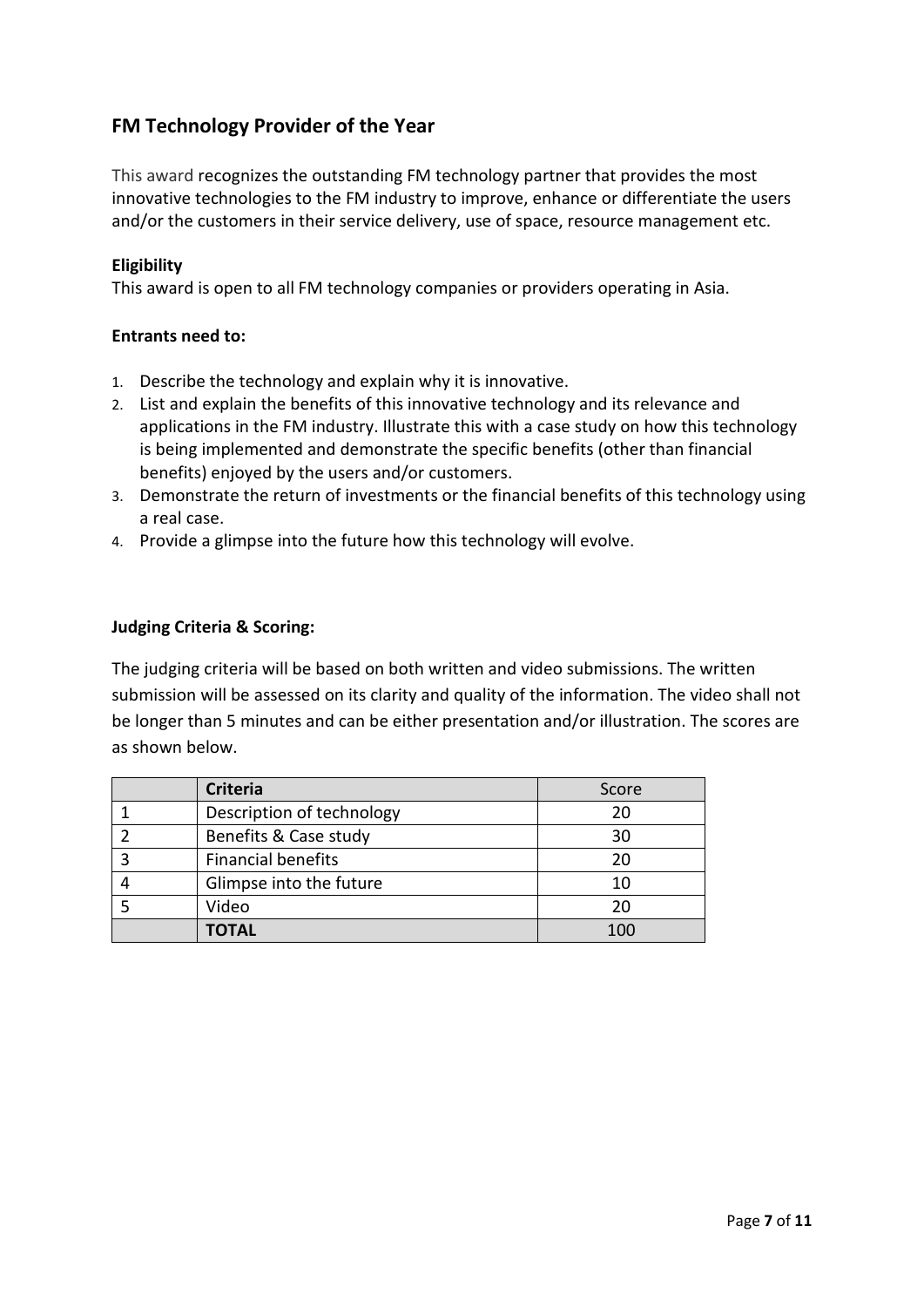## FM Technology Provider of the Year

This award recognizes the outstanding FM technology partner that provides the most innovative technologies to the FM industry to improve, enhance or differentiate the users and/or the customers in their service delivery, use of space, resource management etc.

**Eligibility**

This award is open to all FM technology companies or providers operating in Asia.

**Entrants need to:**

1. Describe the technology and explain why it is innovative.
2. List and explain the benefits of this innovative technology and its relevance and applications in the FM industry. Illustrate this with a case study on how this technology is being implemented and demonstrate the specific benefits (other than financial benefits) enjoyed by the users and/or customers.
3. Demonstrate the return of investments or the financial benefits of this technology using a real case.
4. Provide a glimpse into the future how this technology will evolve.

**Judging Criteria & Scoring:**

The judging criteria will be based on both written and video submissions. The written submission will be assessed on its clarity and quality of the information. The video shall not be longer than 5 minutes and can be either presentation and/or illustration. The scores are as shown below.

| | **Criteria** | Score |
|---|---|---|
| 1 | Description of technology | 20 |
| 2 | Benefits & Case study | 30 |
| 3 | Financial benefits | 20 |
| 4 | Glimpse into the future | 10 |
| 5 | Video | 20 |
| | **TOTAL** | 100 |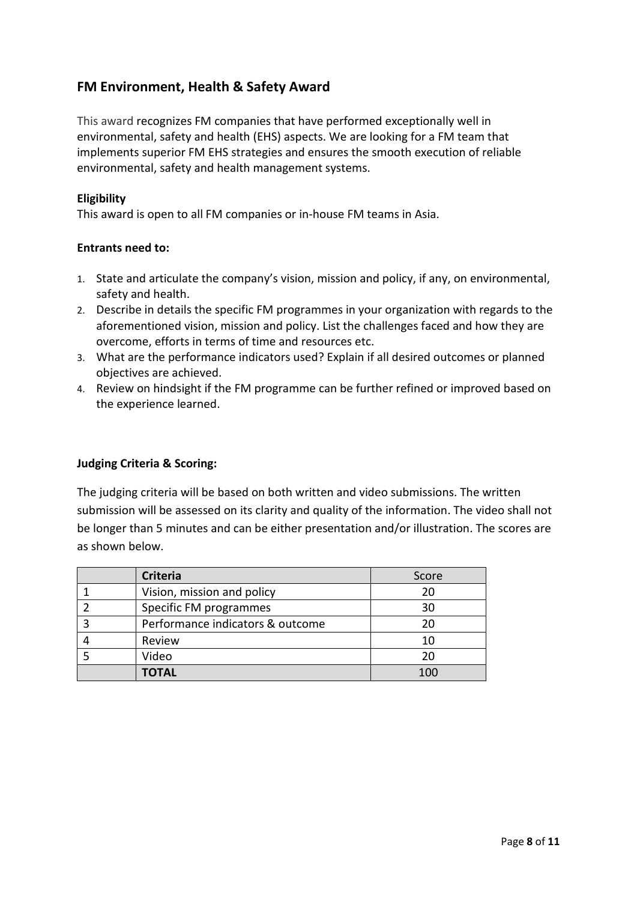## FM Environment, Health & Safety Award

This award recognizes FM companies that have performed exceptionally well in environmental, safety and health (EHS) aspects. We are looking for a FM team that implements superior FM EHS strategies and ensures the smooth execution of reliable environmental, safety and health management systems.

**Eligibility**
This award is open to all FM companies or in-house FM teams in Asia.

**Entrants need to:**

1. State and articulate the company's vision, mission and policy, if any, on environmental, safety and health.
2. Describe in details the specific FM programmes in your organization with regards to the aforementioned vision, mission and policy. List the challenges faced and how they are overcome, efforts in terms of time and resources etc.
3. What are the performance indicators used? Explain if all desired outcomes or planned objectives are achieved.
4. Review on hindsight if the FM programme can be further refined or improved based on the experience learned.

**Judging Criteria & Scoring:**

The judging criteria will be based on both written and video submissions. The written submission will be assessed on its clarity and quality of the information. The video shall not be longer than 5 minutes and can be either presentation and/or illustration. The scores are as shown below.

| | **Criteria** | Score |
|---|---|---|
| 1 | Vision, mission and policy | 20 |
| 2 | Specific FM programmes | 30 |
| 3 | Performance indicators & outcome | 20 |
| 4 | Review | 10 |
| 5 | Video | 20 |
| | **TOTAL** | 100 |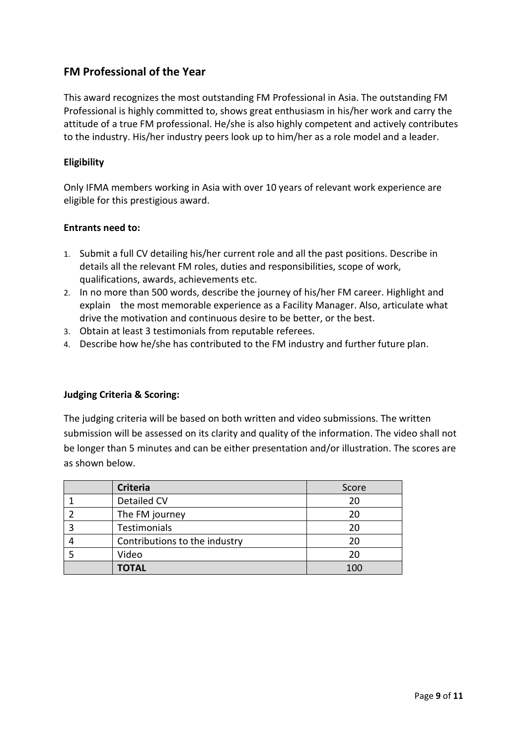## FM Professional of the Year

This award recognizes the most outstanding FM Professional in Asia. The outstanding FM Professional is highly committed to, shows great enthusiasm in his/her work and carry the attitude of a true FM professional. He/she is also highly competent and actively contributes to the industry. His/her industry peers look up to him/her as a role model and a leader.

**Eligibility**

Only IFMA members working in Asia with over 10 years of relevant work experience are eligible for this prestigious award.

**Entrants need to:**

1. Submit a full CV detailing his/her current role and all the past positions. Describe in details all the relevant FM roles, duties and responsibilities, scope of work, qualifications, awards, achievements etc.
2. In no more than 500 words, describe the journey of his/her FM career. Highlight and explain the most memorable experience as a Facility Manager. Also, articulate what drive the motivation and continuous desire to be better, or the best.
3. Obtain at least 3 testimonials from reputable referees.
4. Describe how he/she has contributed to the FM industry and further future plan.

**Judging Criteria & Scoring:**

The judging criteria will be based on both written and video submissions. The written submission will be assessed on its clarity and quality of the information. The video shall not be longer than 5 minutes and can be either presentation and/or illustration. The scores are as shown below.

| | **Criteria** | Score |
|---|---|---|
| 1 | Detailed CV | 20 |
| 2 | The FM journey | 20 |
| 3 | Testimonials | 20 |
| 4 | Contributions to the industry | 20 |
| 5 | Video | 20 |
| | **TOTAL** | 100 |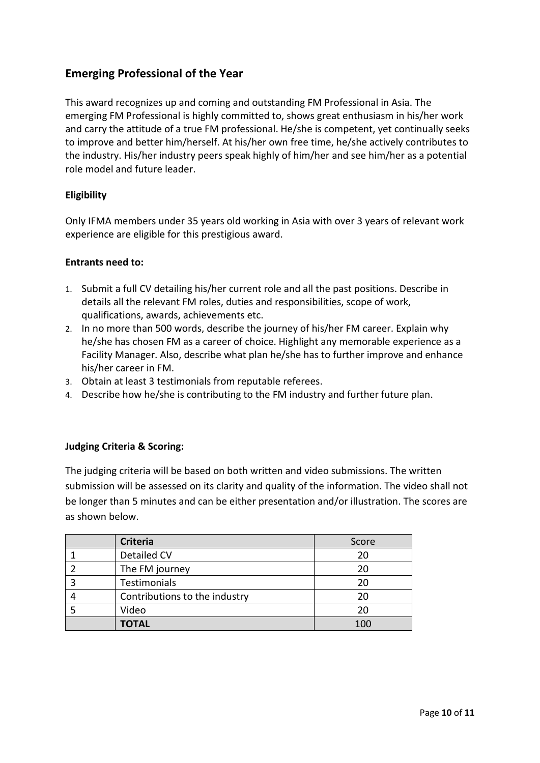## Emerging Professional of the Year

This award recognizes up and coming and outstanding FM Professional in Asia. The emerging FM Professional is highly committed to, shows great enthusiasm in his/her work and carry the attitude of a true FM professional. He/she is competent, yet continually seeks to improve and better him/herself. At his/her own free time, he/she actively contributes to the industry. His/her industry peers speak highly of him/her and see him/her as a potential role model and future leader.

**Eligibility**

Only IFMA members under 35 years old working in Asia with over 3 years of relevant work experience are eligible for this prestigious award.

**Entrants need to:**

1. Submit a full CV detailing his/her current role and all the past positions. Describe in details all the relevant FM roles, duties and responsibilities, scope of work, qualifications, awards, achievements etc.
2. In no more than 500 words, describe the journey of his/her FM career. Explain why he/she has chosen FM as a career of choice. Highlight any memorable experience as a Facility Manager. Also, describe what plan he/she has to further improve and enhance his/her career in FM.
3. Obtain at least 3 testimonials from reputable referees.
4. Describe how he/she is contributing to the FM industry and further future plan.

**Judging Criteria & Scoring:**

The judging criteria will be based on both written and video submissions. The written submission will be assessed on its clarity and quality of the information. The video shall not be longer than 5 minutes and can be either presentation and/or illustration. The scores are as shown below.

| | **Criteria** | Score |
|---|---|---|
| 1 | Detailed CV | 20 |
| 2 | The FM journey | 20 |
| 3 | Testimonials | 20 |
| 4 | Contributions to the industry | 20 |
| 5 | Video | 20 |
| | **TOTAL** | 100 |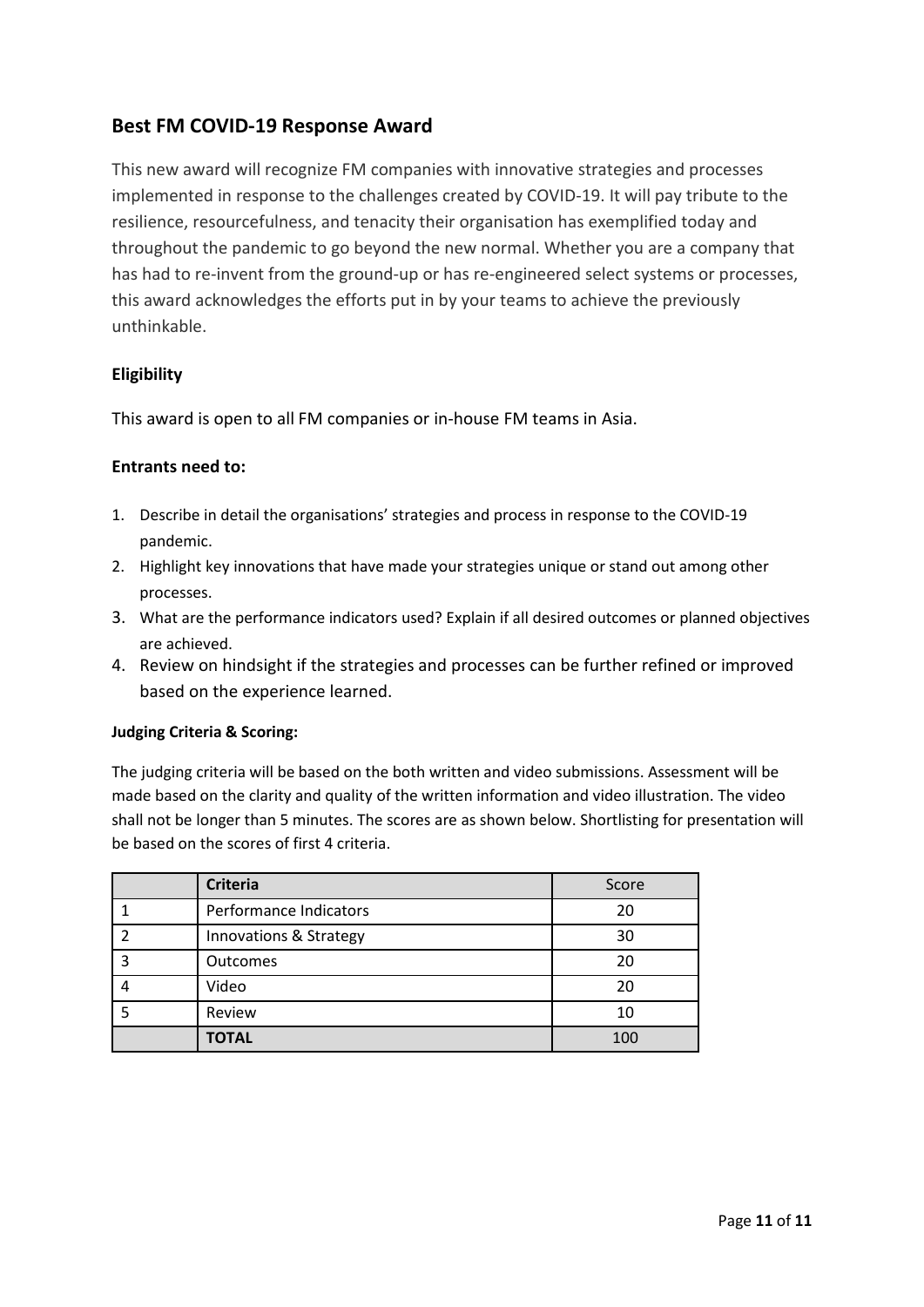## Best FM COVID-19 Response Award

This new award will recognize FM companies with innovative strategies and processes implemented in response to the challenges created by COVID-19. It will pay tribute to the resilience, resourcefulness, and tenacity their organisation has exemplified today and throughout the pandemic to go beyond the new normal. Whether you are a company that has had to re-invent from the ground-up or has re-engineered select systems or processes, this award acknowledges the efforts put in by your teams to achieve the previously unthinkable.

### Eligibility

This award is open to all FM companies or in-house FM teams in Asia.

### Entrants need to:

1. Describe in detail the organisations' strategies and process in response to the COVID-19 pandemic.
2. Highlight key innovations that have made your strategies unique or stand out among other processes.
3. What are the performance indicators used? Explain if all desired outcomes or planned objectives are achieved.
4. Review on hindsight if the strategies and processes can be further refined or improved based on the experience learned.

#### Judging Criteria & Scoring:

The judging criteria will be based on the both written and video submissions. Assessment will be made based on the clarity and quality of the written information and video illustration. The video shall not be longer than 5 minutes. The scores are as shown below. Shortlisting for presentation will be based on the scores of first 4 criteria.

| | **Criteria** | Score |
|---|---|---|
| 1 | Performance Indicators | 20 |
| 2 | Innovations & Strategy | 30 |
| 3 | Outcomes | 20 |
| 4 | Video | 20 |
| 5 | Review | 10 |
| | **TOTAL** | 100 |